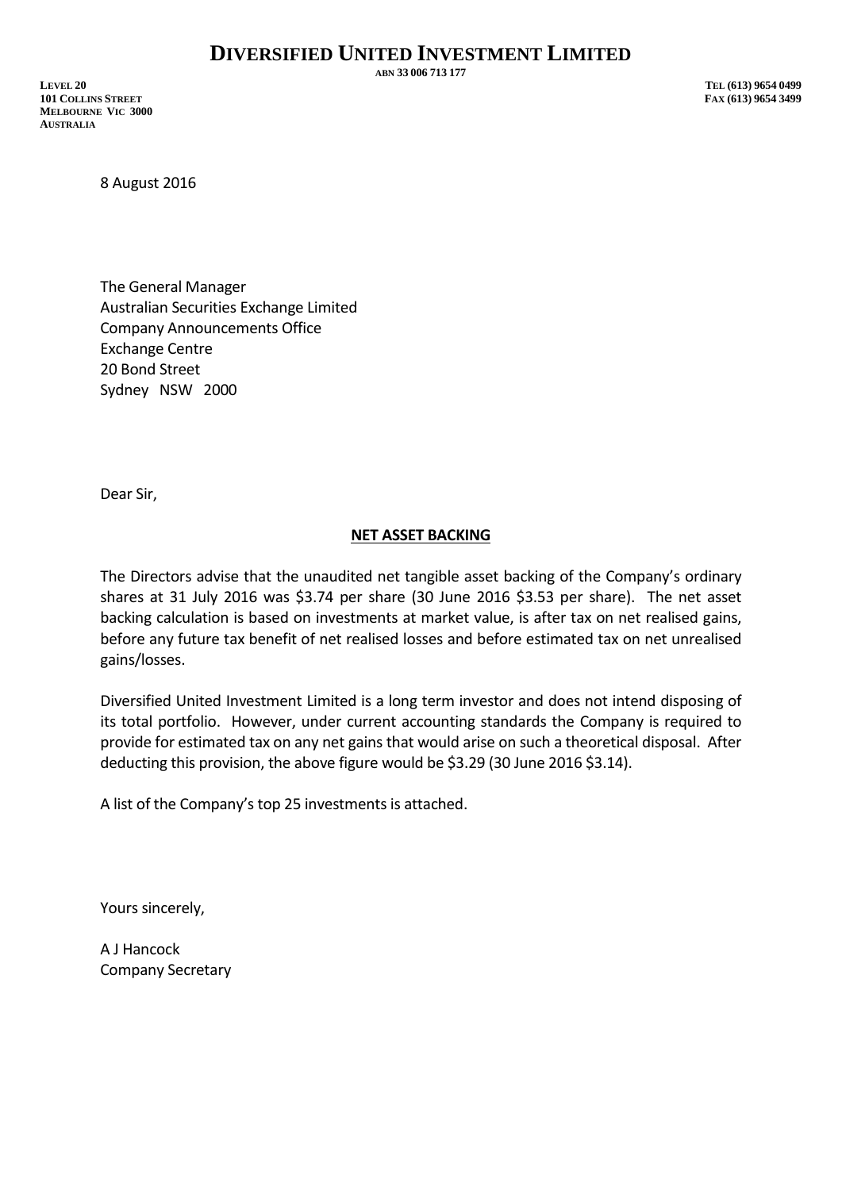# DIVERSIFIED UNITED INVESTMENT LIMITED

ABN 33 006 713 177

LEVEL 20
101 COLLINS STREET
MELBOURNE VIC 3000
AUSTRALIA

TEL (613) 9654 0499
FAX (613) 9654 3499

8 August 2016

The General Manager
Australian Securities Exchange Limited
Company Announcements Office
Exchange Centre
20 Bond Street
Sydney NSW 2000

Dear Sir,

**NET ASSET BACKING**

The Directors advise that the unaudited net tangible asset backing of the Company's ordinary shares at 31 July 2016 was $3.74 per share (30 June 2016 $3.53 per share). The net asset backing calculation is based on investments at market value, is after tax on net realised gains, before any future tax benefit of net realised losses and before estimated tax on net unrealised gains/losses.

Diversified United Investment Limited is a long term investor and does not intend disposing of its total portfolio. However, under current accounting standards the Company is required to provide for estimated tax on any net gains that would arise on such a theoretical disposal. After deducting this provision, the above figure would be $3.29 (30 June 2016 $3.14).

A list of the Company's top 25 investments is attached.

Yours sincerely,

A J Hancock
Company Secretary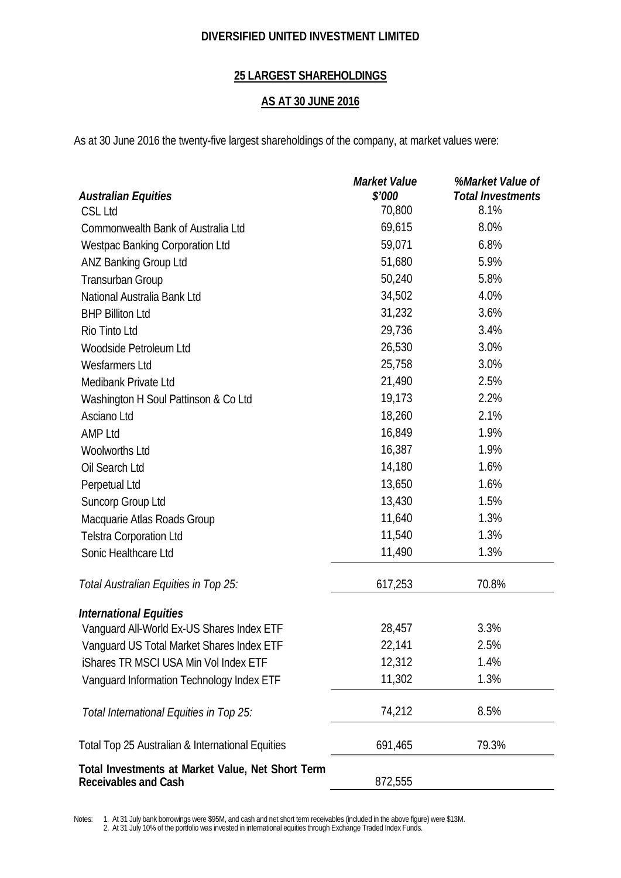**DIVERSIFIED UNITED INVESTMENT LIMITED**

**25 LARGEST SHAREHOLDINGS**

**AS AT 30 JUNE 2016**

As at 30 June 2016 the twenty-five largest shareholdings of the company, at market values were:

| ***Australian Equities*** | ***Market Value $'000*** | ***%Market Value of Total Investments*** |
|---|---|---|
| CSL Ltd | 70,800 | 8.1% |
| Commonwealth Bank of Australia Ltd | 69,615 | 8.0% |
| Westpac Banking Corporation Ltd | 59,071 | 6.8% |
| ANZ Banking Group Ltd | 51,680 | 5.9% |
| Transurban Group | 50,240 | 5.8% |
| National Australia Bank Ltd | 34,502 | 4.0% |
| BHP Billiton Ltd | 31,232 | 3.6% |
| Rio Tinto Ltd | 29,736 | 3.4% |
| Woodside Petroleum Ltd | 26,530 | 3.0% |
| Wesfarmers Ltd | 25,758 | 3.0% |
| Medibank Private Ltd | 21,490 | 2.5% |
| Washington H Soul Pattinson & Co Ltd | 19,173 | 2.2% |
| Asciano Ltd | 18,260 | 2.1% |
| AMP Ltd | 16,849 | 1.9% |
| Woolworths Ltd | 16,387 | 1.9% |
| Oil Search Ltd | 14,180 | 1.6% |
| Perpetual Ltd | 13,650 | 1.6% |
| Suncorp Group Ltd | 13,430 | 1.5% |
| Macquarie Atlas Roads Group | 11,640 | 1.3% |
| Telstra Corporation Ltd | 11,540 | 1.3% |
| Sonic Healthcare Ltd | 11,490 | 1.3% |
| *Total Australian Equities in Top 25:* | 617,253 | 70.8% |
| ***International Equities*** | | |
| Vanguard All-World Ex-US Shares Index ETF | 28,457 | 3.3% |
| Vanguard US Total Market Shares Index ETF | 22,141 | 2.5% |
| iShares TR MSCI USA Min Vol Index ETF | 12,312 | 1.4% |
| Vanguard Information Technology Index ETF | 11,302 | 1.3% |
| *Total International Equities in Top 25:* | 74,212 | 8.5% |
| Total Top 25 Australian & International Equities | 691,465 | 79.3% |
| **Total Investments at Market Value, Net Short Term Receivables and Cash** | 872,555 | |

Notes: 1. At 31 July bank borrowings were $95M, and cash and net short term receivables (included in the above figure) were $13M.
2. At 31 July 10% of the portfolio was invested in international equities through Exchange Traded Index Funds.